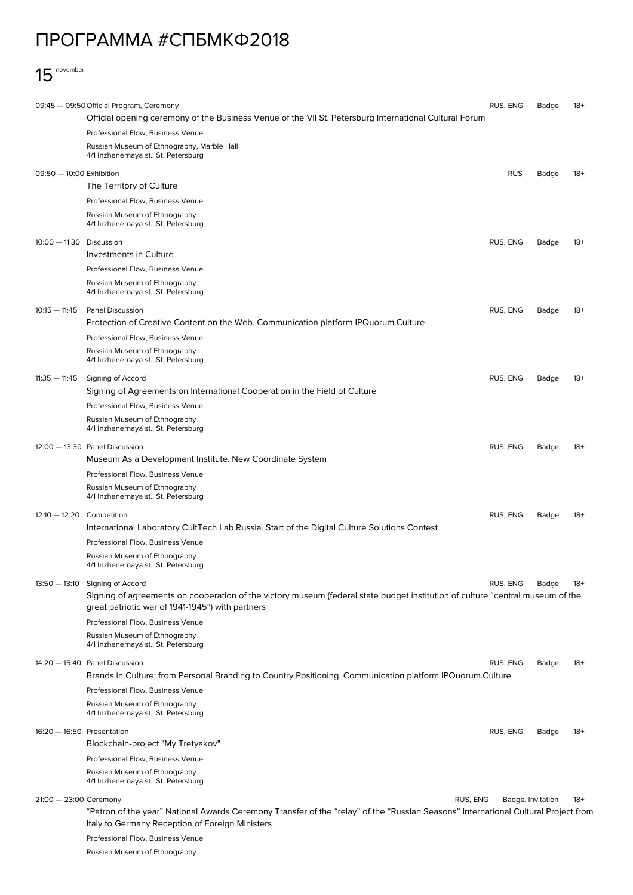# ПРОГРАММА #СПБМКФ2018

## 15 november

**09:45 — 09:50** Official Program, Ceremony — RUS, ENG — Badge — 18+

Official opening ceremony of the Business Venue of the VII St. Petersburg International Cultural Forum

Professional Flow, Business Venue

Russian Museum of Ethnography, Marble Hall
4/1 Inzhenernaya st., St. Petersburg

**09:50 — 10:00** Exhibition — RUS — Badge — 18+

The Territory of Culture

Professional Flow, Business Venue

Russian Museum of Ethnography
4/1 Inzhenernaya st., St. Petersburg

**10:00 — 11:30** Discussion — RUS, ENG — Badge — 18+

Investments in Culture

Professional Flow, Business Venue

Russian Museum of Ethnography
4/1 Inzhenernaya st., St. Petersburg

**10:15 — 11:45** Panel Discussion — RUS, ENG — Badge — 18+

Protection of Creative Content on the Web. Communication platform IPQuorum.Culture

Professional Flow, Business Venue

Russian Museum of Ethnography
4/1 Inzhenernaya st., St. Petersburg

**11:35 — 11:45** Signing of Accord — RUS, ENG — Badge — 18+

Signing of Agreements on International Cooperation in the Field of Culture

Professional Flow, Business Venue

Russian Museum of Ethnography
4/1 Inzhenernaya st., St. Petersburg

**12:00 — 13:30** Panel Discussion — RUS, ENG — Badge — 18+

Museum As a Development Institute. New Coordinate System

Professional Flow, Business Venue

Russian Museum of Ethnography
4/1 Inzhenernaya st., St. Petersburg

**12:10 — 12:20** Competition — RUS, ENG — Badge — 18+

International Laboratory CultTech Lab Russia. Start of the Digital Culture Solutions Contest

Professional Flow, Business Venue

Russian Museum of Ethnography
4/1 Inzhenernaya st., St. Petersburg

**13:50 — 13:10** Signing of Accord — RUS, ENG — Badge — 18+

Signing of agreements on cooperation of the victory museum (federal state budget institution of culture "central museum of the great patriotic war of 1941-1945") with partners

Professional Flow, Business Venue

Russian Museum of Ethnography
4/1 Inzhenernaya st., St. Petersburg

**14:20 — 15:40** Panel Discussion — RUS, ENG — Badge — 18+

Brands in Culture: from Personal Branding to Country Positioning. Communication platform IPQuorum.Culture

Professional Flow, Business Venue

Russian Museum of Ethnography
4/1 Inzhenernaya st., St. Petersburg

**16:20 — 16:50** Presentation — RUS, ENG — Badge — 18+

Blockchain-project "My Tretyakov"

Professional Flow, Business Venue

Russian Museum of Ethnography
4/1 Inzhenernaya st., St. Petersburg

**21:00 — 23:00** Ceremony — RUS, ENG — Badge, Invitation — 18+

"Patron of the year" National Awards Ceremony Transfer of the "relay" of the "Russian Seasons" International Cultural Project from Italy to Germany Reception of Foreign Ministers

Professional Flow, Business Venue

Russian Museum of Ethnography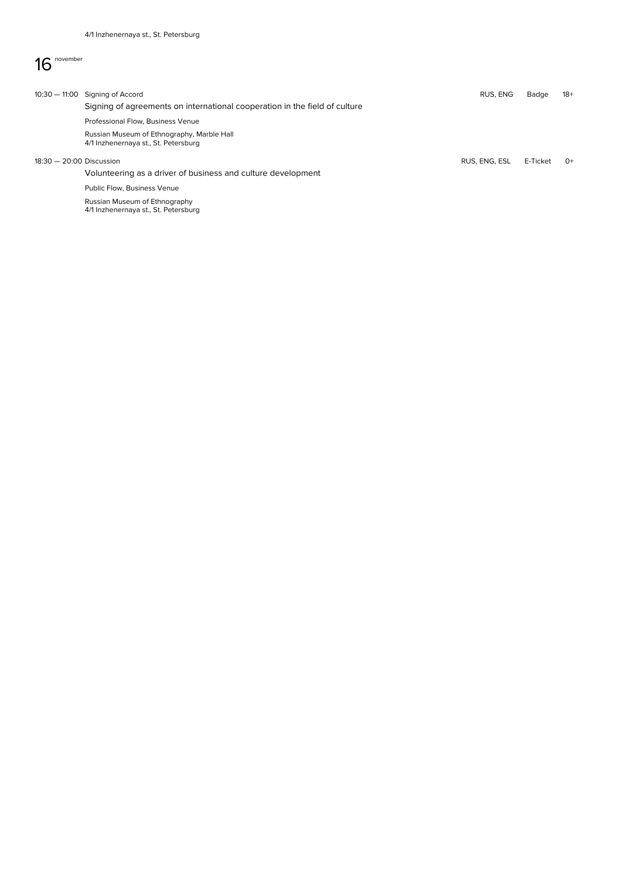4/1 Inzhenernaya st., St. Petersburg

# 16 november

10:30 — 11:00 Signing of Accord — RUS, ENG — Badge — 18+

Signing of agreements on international cooperation in the field of culture

Professional Flow, Business Venue

Russian Museum of Ethnography, Marble Hall
4/1 Inzhenernaya st., St. Petersburg

18:30 — 20:00 Discussion — RUS, ENG, ESL — E-Ticket — 0+

Volunteering as a driver of business and culture development

Public Flow, Business Venue

Russian Museum of Ethnography
4/1 Inzhenernaya st., St. Petersburg